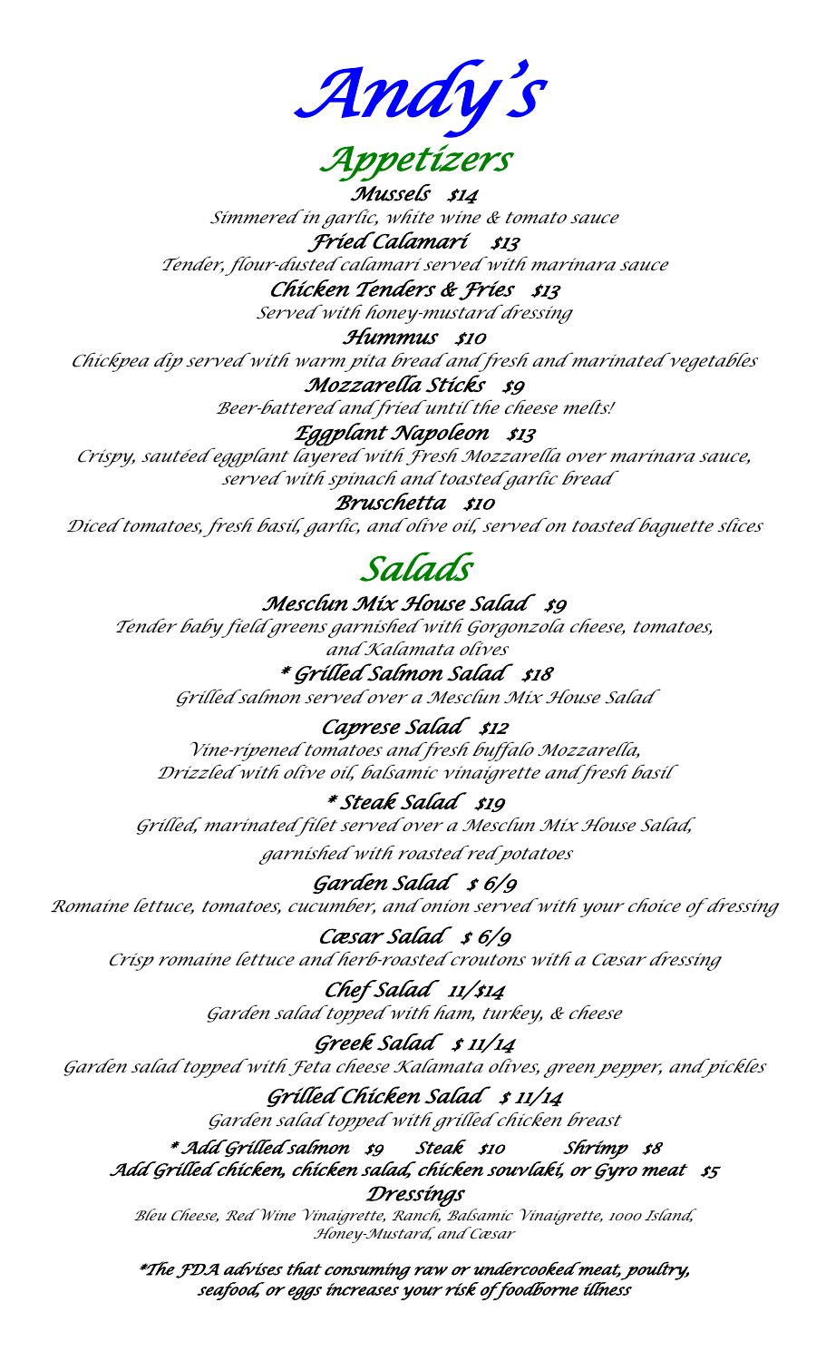# Andy's

## Appetizers

**Mussels $14**
*Simmered in garlic, white wine & tomato sauce*

**Fried Calamari $13**
*Tender, flour-dusted calamari served with marinara sauce*

**Chicken Tenders & Fries $13**
*Served with honey-mustard dressing*

**Hummus $10**
*Chickpea dip served with warm pita bread and fresh and marinated vegetables*

**Mozzarella Sticks $9**
*Beer-battered and fried until the cheese melts!*

**Eggplant Napoleon $13**
*Crispy, sautéed eggplant layered with Fresh Mozzarella over marinara sauce, served with spinach and toasted garlic bread*

**Bruschetta $10**
*Diced tomatoes, fresh basil, garlic, and olive oil, served on toasted baguette slices*

## Salads

**Mesclun Mix House Salad $9**
*Tender baby field greens garnished with Gorgonzola cheese, tomatoes, and Kalamata olives*

**\* Grilled Salmon Salad $18**
*Grilled salmon served over a Mesclun Mix House Salad*

**Caprese Salad $12**
*Vine-ripened tomatoes and fresh buffalo Mozzarella, Drizzled with olive oil, balsamic vinaigrette and fresh basil*

**\* Steak Salad $19**
*Grilled, marinated filet served over a Mesclun Mix House Salad, garnished with roasted red potatoes*

**Garden Salad $ 6/9**
*Romaine lettuce, tomatoes, cucumber, and onion served with your choice of dressing*

**Cæsar Salad $ 6/9**
*Crisp romaine lettuce and herb-roasted croutons with a Cæsar dressing*

**Chef Salad 11/$14**
*Garden salad topped with ham, turkey, & cheese*

**Greek Salad $ 11/14**
*Garden salad topped with Feta cheese Kalamata olives, green pepper, and pickles*

**Grilled Chicken Salad $ 11/14**
*Garden salad topped with grilled chicken breast*

**\* Add Grilled salmon $9 Steak $10 Shrimp $8**
**Add Grilled chicken, chicken salad, chicken souvlaki, or Gyro meat $5**

**Dressings**
*Bleu Cheese, Red Wine Vinaigrette, Ranch, Balsamic Vinaigrette, 1000 Island, Honey-Mustard, and Cæsar*

***The FDA advises that consuming raw or undercooked meat, poultry, seafood, or eggs increases your risk of foodborne illness***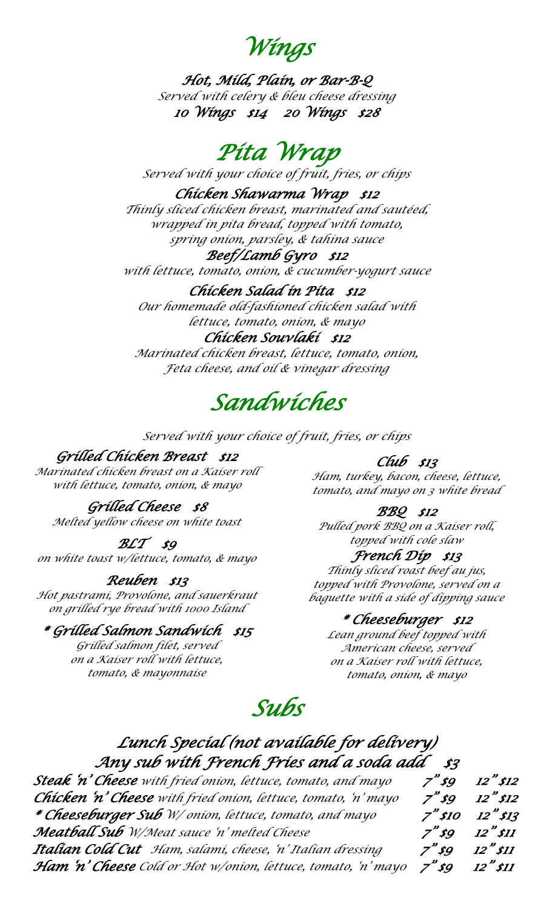# Wings

**Hot, Mild, Plain, or Bar-B-Q**
*Served with celery & bleu cheese dressing*
**10 Wings $14 20 Wings $28**

# Pita Wrap

*Served with your choice of fruit, fries, or chips*

**Chicken Shawarma Wrap $12**
*Thinly sliced chicken breast, marinated and sautéed, wrapped in pita bread, topped with tomato, spring onion, parsley, & tahina sauce*

**Beef/Lamb Gyro $12**
*with lettuce, tomato, onion, & cucumber-yogurt sauce*

**Chicken Salad in Pita $12**
*Our homemade old-fashioned chicken salad with lettuce, tomato, onion, & mayo*

**Chicken Souvlaki $12**
*Marinated chicken breast, lettuce, tomato, onion, Feta cheese, and oil & vinegar dressing*

# Sandwiches

*Served with your choice of fruit, fries, or chips*

**Grilled Chicken Breast $12**
*Marinated chicken breast on a Kaiser roll with lettuce, tomato, onion, & mayo*

**Grilled Cheese $8**
*Melted yellow cheese on white toast*

**BLT $9**
*on white toast w/lettuce, tomato, & mayo*

**Reuben $13**
*Hot pastrami, Provolone, and sauerkraut on grilled rye bread with 1000 Island*

**\* Grilled Salmon Sandwich $15**
*Grilled salmon filet, served on a Kaiser roll with lettuce, tomato, & mayonnaise*

**Club $13**
*Ham, turkey, bacon, cheese, lettuce, tomato, and mayo on 3 white bread*

**BBQ $12**
*Pulled pork BBQ on a Kaiser roll, topped with cole slaw*

**French Dip $13**
*Thinly sliced roast beef au jus, topped with Provolone, served on a baguette with a side of dipping sauce*

**\* Cheeseburger $12**
*Lean ground beef topped with American cheese, served on a Kaiser roll with lettuce, tomato, onion, & mayo*

# Subs

## Lunch Special (not available for delivery)
## Any sub with French Fries and a soda add $3

| Sub | 7" | 12" |
|---|---|---|
| **Steak 'n' Cheese** *with fried onion, lettuce, tomato, and mayo* | 7" $9 | 12" $12 |
| **Chicken 'n' Cheese** *with fried onion, lettuce, tomato, 'n' mayo* | 7" $9 | 12" $12 |
| **\* Cheeseburger Sub** *W/ onion, lettuce, tomato, and mayo* | 7" $10 | 12" $13 |
| **Meatball Sub** *W/Meat sauce 'n' melted Cheese* | 7" $9 | 12" $11 |
| **Italian Cold Cut** *Ham, salami, cheese, 'n' Italian dressing* | 7" $9 | 12" $11 |
| **Ham 'n' Cheese** *Cold or Hot w/onion, lettuce, tomato, 'n' mayo* | 7" $9 | 12" $11 |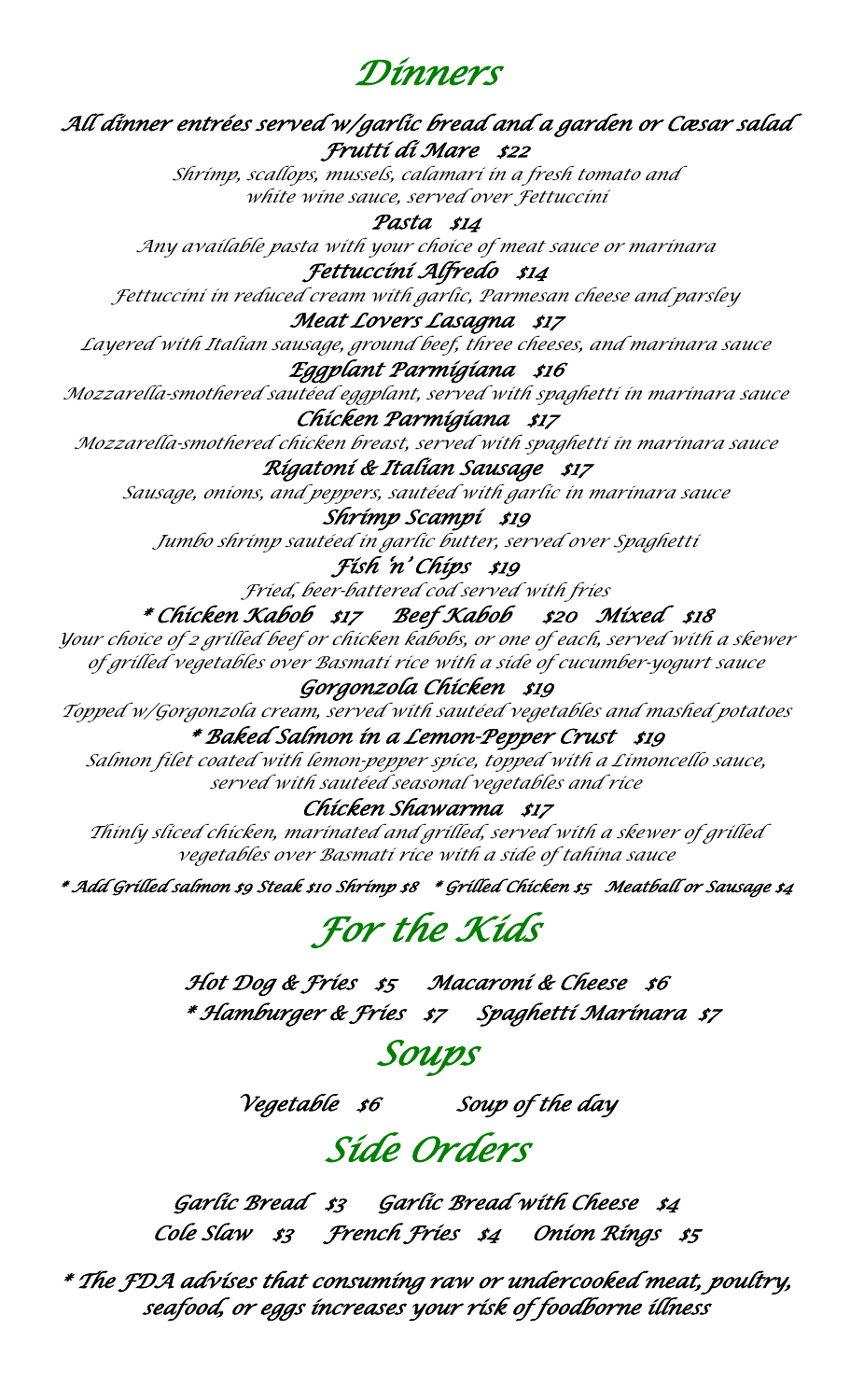# *Dinners*

***All dinner entrées served w/garlic bread and a garden or Cæsar salad***

***Frutti di Mare $22***

*Shrimp, scallops, mussels, calamari in a fresh tomato and white wine sauce, served over Fettuccini*

***Pasta $14***

*Any available pasta with your choice of meat sauce or marinara*

***Fettuccini Alfredo $14***

*Fettuccini in reduced cream with garlic, Parmesan cheese and parsley*

***Meat Lovers Lasagna $17***

*Layered with Italian sausage, ground beef, three cheeses, and marinara sauce*

***Eggplant Parmigiana $16***

*Mozzarella-smothered sautéed eggplant, served with spaghetti in marinara sauce*

***Chicken Parmigiana $17***

*Mozzarella-smothered chicken breast, served with spaghetti in marinara sauce*

***Rigatoni & Italian Sausage $17***

*Sausage, onions, and peppers, sautéed with garlic in marinara sauce*

***Shrimp Scampi $19***

*Jumbo shrimp sautéed in garlic butter, served over Spaghetti*

***Fish 'n' Chips $19***

*Fried, beer-battered cod served with fries*

***\* Chicken Kabob $17 Beef Kabob $20 Mixed $18***

*Your choice of 2 grilled beef or chicken kabobs, or one of each, served with a skewer of grilled vegetables over Basmati rice with a side of cucumber-yogurt sauce*

***Gorgonzola Chicken $19***

*Topped w/Gorgonzola cream, served with sautéed vegetables and mashed potatoes*

***\* Baked Salmon in a Lemon-Pepper Crust $19***

*Salmon filet coated with lemon-pepper spice, topped with a Limoncello sauce, served with sautéed seasonal vegetables and rice*

***Chicken Shawarma $17***

*Thinly sliced chicken, marinated and grilled, served with a skewer of grilled vegetables over Basmati rice with a side of tahina sauce*

***\* Add Grilled salmon $9 Steak $10 Shrimp $8 \* Grilled Chicken $5 Meatball or Sausage $4***

# *For the Kids*

***Hot Dog & Fries $5 Macaroni & Cheese $6***

***\* Hamburger & Fries $7 Spaghetti Marinara $7***

# *Soups*

***Vegetable $6 Soup of the day***

# *Side Orders*

***Garlic Bread $3 Garlic Bread with Cheese $4***

***Cole Slaw $3 French Fries $4 Onion Rings $5***

***\* The FDA advises that consuming raw or undercooked meat, poultry, seafood, or eggs increases your risk of foodborne illness***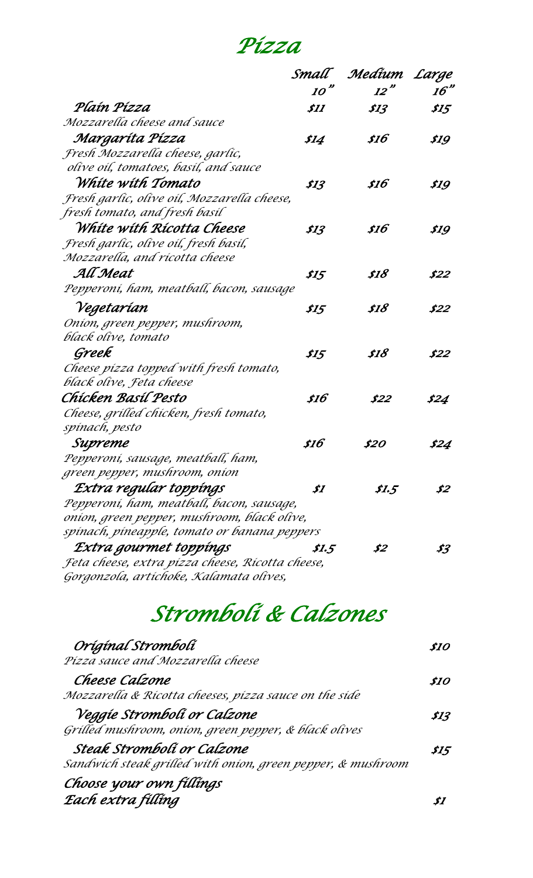# Pizza

| | Small 10" | Medium 12" | Large 16" |
|---|---|---|---|
| **Plain Pizza**<br>Mozzarella cheese and sauce | $11 | $13 | $15 |
| **Margarita Pizza**<br>Fresh Mozzarella cheese, garlic, olive oil, tomatoes, basil, and sauce | $14 | $16 | $19 |
| **White with Tomato**<br>Fresh garlic, olive oil, Mozzarella cheese, fresh tomato, and fresh basil | $13 | $16 | $19 |
| **White with Ricotta Cheese**<br>Fresh garlic, olive oil, fresh basil, Mozzarella, and ricotta cheese | $13 | $16 | $19 |
| **All Meat**<br>Pepperoni, ham, meatball, bacon, sausage | $15 | $18 | $22 |
| **Vegetarian**<br>Onion, green pepper, mushroom, black olive, tomato | $15 | $18 | $22 |
| **Greek**<br>Cheese pizza topped with fresh tomato, black olive, Feta cheese | $15 | $18 | $22 |
| **Chicken Basil Pesto**<br>Cheese, grilled chicken, fresh tomato, spinach, pesto | $16 | $22 | $24 |
| **Supreme**<br>Pepperoni, sausage, meatball, ham, green pepper, mushroom, onion | $16 | $20 | $24 |
| **Extra regular toppings**<br>Pepperoni, ham, meatball, bacon, sausage, onion, green pepper, mushroom, black olive, spinach, pineapple, tomato or banana peppers | $1 | $1.5 | $2 |
| **Extra gourmet toppings**<br>Feta cheese, extra pizza cheese, Ricotta cheese, Gorgonzola, artichoke, Kalamata olives, | $1.5 | $2 | $3 |

# Stromboli & Calzones

| | |
|---|---|
| **Original Stromboli**<br>Pizza sauce and Mozzarella cheese | $10 |
| **Cheese Calzone**<br>Mozzarella & Ricotta cheeses, pizza sauce on the side | $10 |
| **Veggie Stromboli or Calzone**<br>Grilled mushroom, onion, green pepper, & black olives | $13 |
| **Steak Stromboli or Calzone**<br>Sandwich steak grilled with onion, green pepper, & mushroom | $15 |
| **Choose your own fillings**<br>**Each extra filling** | $1 |